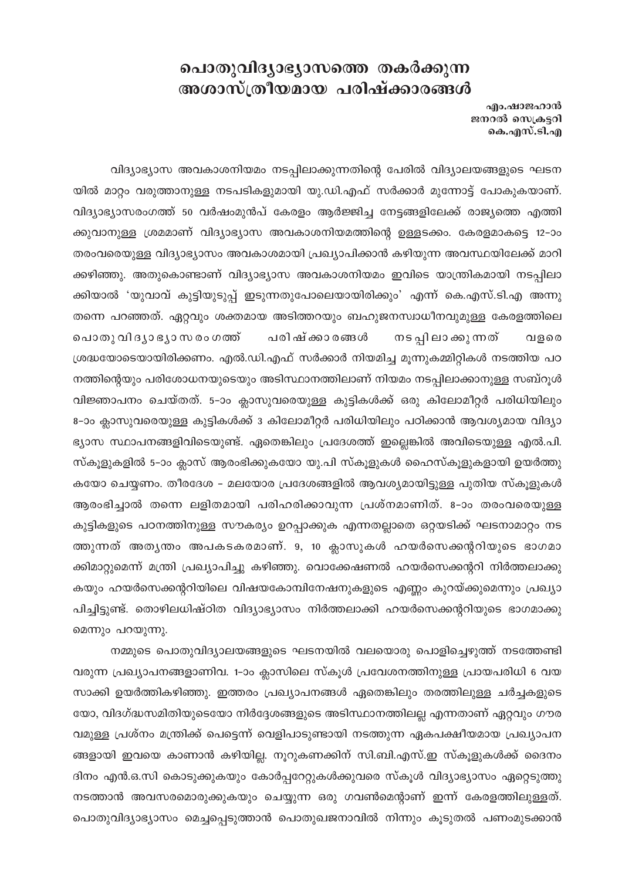# പൊതുവിദ്യാഭ്യാസത്തെ തകർക്കുന്ന അശാസ്ത്രീയമായ പരിഷ്ക്കാരങ്ങൾ

**എം.ഷാജഹാൻ**
**ജനറൽ സെക്രട്ടറി**
**കെ.എസ്.ടി.എ**

വിദ്യാഭ്യാസ അവകാശനിയമം നടപ്പിലാക്കുന്നതിന്റെ പേരിൽ വിദ്യാലയങ്ങളുടെ ഘടനയിൽ മാറ്റം വരുത്താനുള്ള നടപടികളുമായി യു.ഡി.എഫ് സർക്കാർ മുന്നോട്ട് പോകുകയാണ്. വിദ്യാഭ്യാസരംഗത്ത് 50 വർഷംമുൻപ് കേരളം ആർജ്ജിച്ച നേട്ടങ്ങളിലേക്ക് രാജ്യത്തെ എത്തിക്കുവാനുള്ള ശ്രമമാണ് വിദ്യാഭ്യാസ അവകാശനിയമത്തിന്റെ ഉള്ളടക്കം. കേരളമാകട്ടെ 12–ാം തരംവരെയുള്ള വിദ്യാഭ്യാസം അവകാശമായി പ്രഖ്യാപിക്കാൻ കഴിയുന്ന അവസ്ഥയിലേക്ക് മാറിക്കഴിഞ്ഞു. അതുകൊണ്ടാണ് വിദ്യാഭ്യാസ അവകാശനിയമം ഇവിടെ യാന്ത്രികമായി നടപ്പിലാക്കിയാൽ 'യുവാവ് കുട്ടിയുടുപ്പ് ഇടുന്നതുപോലെയായിരിക്കും' എന്ന് കെ.എസ്.ടി.എ അന്നു തന്നെ പറഞ്ഞത്. ഏറ്റവും ശക്തമായ അടിത്തറയും ബഹുജനസ്വാധീനവുമുള്ള കേരളത്തിലെ പൊതുവിദ്യാഭ്യാസരംഗത്ത് പരിഷ്ക്കാരങ്ങൾ നടപ്പിലാക്കുന്നത് വളരെ ശ്രദ്ധയോടെയായിരിക്കണം. എൽ.ഡി.എഫ് സർക്കാർ നിയമിച്ച മൂന്നുകമ്മിറ്റികൾ നടത്തിയ പഠനത്തിന്റെയും പരിശോധനയുടെയും അടിസ്ഥാനത്തിലാണ് നിയമം നടപ്പിലാക്കാനുള്ള സബ്റൂൾ വിജ്ഞാപനം ചെയ്തത്. 5–ാം ക്ലാസുവരെയുള്ള കുട്ടികൾക്ക് ഒരു കിലോമീറ്റർ പരിധിയിലും 8–ാം ക്ലാസുവരെയുള്ള കുട്ടികൾക്ക് 3 കിലോമീറ്റർ പരിധിയിലും പഠിക്കാൻ ആവശ്യമായ വിദ്യാഭ്യാസ സ്ഥാപനങ്ങളിവിടെയുണ്ട്. ഏതെങ്കിലും പ്രദേശത്ത് ഇല്ലെങ്കിൽ അവിടെയുള്ള എൽ.പി. സ്കൂളുകളിൽ 5–ാം ക്ലാസ് ആരംഭിക്കുകയോ യു.പി സ്കൂളുകൾ ഹൈസ്കൂളുകളായി ഉയർത്തുകയോ ചെയ്യണം. തീരദേശ – മലയോര പ്രദേശങ്ങളിൽ ആവശ്യമായിട്ടുള്ള പുതിയ സ്കൂളുകൾ ആരംഭിച്ചാൽ തന്നെ ലളിതമായി പരിഹരിക്കാവുന്ന പ്രശ്നമാണിത്. 8–ാം തരംവരെയുള്ള കുട്ടികളുടെ പഠനത്തിനുള്ള സൗകര്യം ഉറപ്പാക്കുക എന്നതല്ലാതെ ഒറ്റയടിക്ക് ഘടനാമാറ്റം നടത്തുന്നത് അത്യന്തം അപകടകരമാണ്. 9, 10 ക്ലാസുകൾ ഹയർസെക്കന്ററിയുടെ ഭാഗമാക്കിമാറ്റുമെന്ന് മന്ത്രി പ്രഖ്യാപിച്ചു കഴിഞ്ഞു. വൊക്കേഷണൽ ഹയർസെക്കന്ററി നിർത്തലാക്കുകയും ഹയർസെക്കന്ററിയിലെ വിഷയകോമ്പിനേഷനുകളുടെ എണ്ണം കുറയ്ക്കുമെന്നും പ്രഖ്യാപിച്ചിട്ടുണ്ട്. തൊഴിലധിഷ്ഠിത വിദ്യാഭ്യാസം നിർത്തലാക്കി ഹയർസെക്കന്ററിയുടെ ഭാഗമാക്കുമെന്നും പറയുന്നു.

നമ്മുടെ പൊതുവിദ്യാലയങ്ങളുടെ ഘടനയിൽ വലിയൊരു പൊളിച്ചെഴുത്ത് നടത്തേണ്ടി വരുന്ന പ്രഖ്യാപനങ്ങളാണിവ. 1–ാം ക്ലാസിലെ സ്കൂൾ പ്രവേശനത്തിനുള്ള പ്രായപരിധി 6 വയസാക്കി ഉയർത്തികഴിഞ്ഞു. ഇത്തരം പ്രഖ്യാപനങ്ങൾ ഏതെങ്കിലും തരത്തിലുള്ള ചർച്ചകളുടെയോ, വിദഗ്ദ്ധസമിതിയുടെയോ നിർദ്ദേശങ്ങളുടെ അടിസ്ഥാനത്തിലല്ല എന്നതാണ് ഏറ്റവും ഗൗരവമുള്ള പ്രശ്നം മന്ത്രിക്ക് പെട്ടെന്ന് വെളിപാടുണ്ടായി നടത്തുന്ന ഏകപക്ഷീയമായ പ്രഖ്യാപനങ്ങളായി ഇവയെ കാണാൻ കഴിയില്ല. നൂറുകണക്കിന് സി.ബി.എസ്.ഇ സ്കൂളുകൾക്ക് ദൈനംദിനം എൻ.ഒ.സി കൊടുക്കുകയും കോർപ്പറേറ്റുകൾക്കുവരെ സ്കൂൾ വിദ്യാഭ്യാസം ഏറ്റെടുത്തു നടത്താൻ അവസരമൊരുക്കുകയും ചെയ്യുന്ന ഒരു ഗവൺമെന്റാണ് ഇന്ന് കേരളത്തിലുള്ളത്. പൊതുവിദ്യാഭ്യാസം മെച്ചപ്പെടുത്താൻ പൊതുഖജനാവിൽ നിന്നും കൂടുതൽ പണംമുടക്കാൻ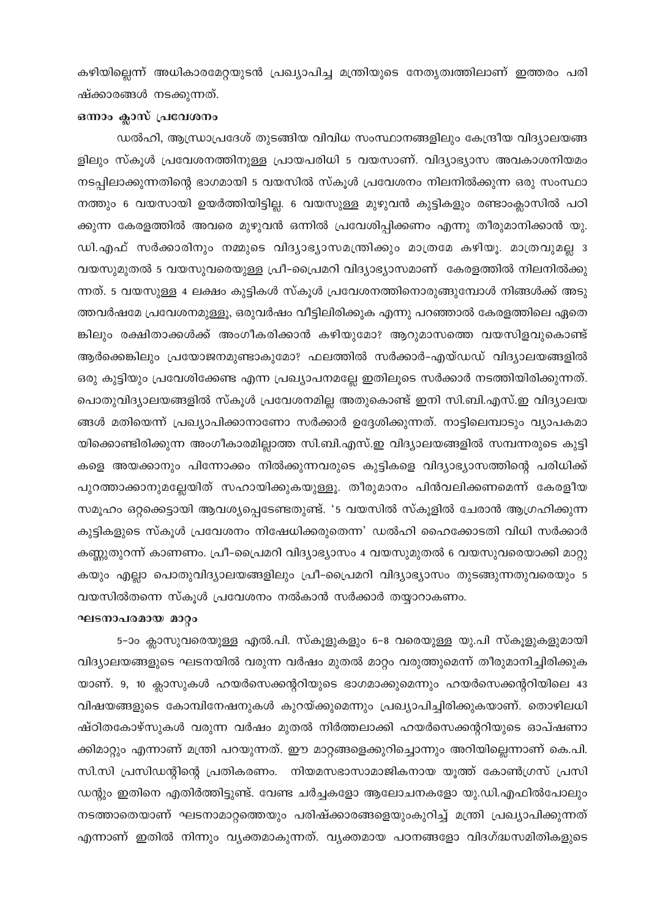കഴിയില്ലെന്ന് അധികാരമേറ്റയുടൻ പ്രഖ്യാപിച്ച മന്ത്രിയുടെ നേതൃത്വത്തിലാണ് ഇത്തരം പരിഷ്ക്കാരങ്ങൾ നടക്കുന്നത്.

**ഒന്നാം ക്ലാസ് പ്രവേശനം**

ഡൽഹി, ആന്ധ്രാപ്രദേശ് തുടങ്ങിയ വിവിധ സംസ്ഥാനങ്ങളിലും കേന്ദ്രീയ വിദ്യാലയങ്ങളിലും സ്കൂൾ പ്രവേശനത്തിനുള്ള പ്രായപരിധി 5 വയസാണ്. വിദ്യാഭ്യാസ അവകാശനിയമം നടപ്പിലാക്കുന്നതിന്റെ ഭാഗമായി 5 വയസിൽ സ്കൂൾ പ്രവേശനം നിലനിൽക്കുന്ന ഒരു സംസ്ഥാനത്തും 6 വയസായി ഉയർത്തിയിട്ടില്ല. 6 വയസുള്ള മുഴുവൻ കുട്ടികളും രണ്ടാംക്ലാസിൽ പഠിക്കുന്ന കേരളത്തിൽ അവരെ മുഴുവൻ ഒന്നിൽ പ്രവേശിപ്പിക്കണം എന്നു തീരുമാനിക്കാൻ യു.ഡി.എഫ് സർക്കാരിനും നമ്മുടെ വിദ്യാഭ്യാസമന്ത്രിക്കും മാത്രമേ കഴിയൂ. മാത്രവുമല്ല 3 വയസുമുതൽ 5 വയസുവരെയുള്ള പ്രീ-പ്രൈമറി വിദ്യാഭ്യാസമാണ് കേരളത്തിൽ നിലനിൽക്കുന്നത്. 5 വയസുള്ള 4 ലക്ഷം കുട്ടികൾ സ്കൂൾ പ്രവേശനത്തിനൊരുങ്ങുമ്പോൾ നിങ്ങൾക്ക് അടുത്തവർഷമേ പ്രവേശനമുള്ളൂ, ഒരുവർഷം വീട്ടിലിരിക്കുക എന്നു പറഞ്ഞാൽ കേരളത്തിലെ ഏതെങ്കിലും രക്ഷിതാക്കൾക്ക് അംഗീകരിക്കാൻ കഴിയുമോ? ആറുമാസത്തെ വയസിളവുകൊണ്ട് ആർക്കെങ്കിലും പ്രയോജനമുണ്ടാകുമോ? ഫലത്തിൽ സർക്കാർ-എയ്ഡഡ് വിദ്യാലയങ്ങളിൽ ഒരു കുട്ടിയും പ്രവേശിക്കേണ്ട എന്ന പ്രഖ്യാപനമല്ലേ ഇതിലൂടെ സർക്കാർ നടത്തിയിരിക്കുന്നത്. പൊതുവിദ്യാലയങ്ങളിൽ സ്കൂൾ പ്രവേശനമില്ല അതുകൊണ്ട് ഇനി സി.ബി.എസ്.ഇ വിദ്യാലയങ്ങൾ മതിയെന്ന് പ്രഖ്യാപിക്കാനാണോ സർക്കാർ ഉദ്ദേശിക്കുന്നത്. നാട്ടിലെമ്പാടും വ്യാപകമായിക്കൊണ്ടിരിക്കുന്ന അംഗീകാരമില്ലാത്ത സി.ബി.എസ്.ഇ വിദ്യാലയങ്ങളിൽ സമ്പന്നരുടെ കുട്ടികളെ അയക്കാനും പിന്നോക്കം നിൽക്കുന്നവരുടെ കുട്ടികളെ വിദ്യാഭ്യാസത്തിന്റെ പരിധിക്ക് പുറത്താക്കാനുമല്ലേയിത് സഹായിക്കുകയുള്ളൂ. തീരുമാനം പിൻവലിക്കണമെന്ന് കേരളീയ സമൂഹം ഒറ്റക്കെട്ടായി ആവശ്യപ്പെടേണ്ടതുണ്ട്. '5 വയസിൽ സ്കൂളിൽ ചേരാൻ ആഗ്രഹിക്കുന്ന കുട്ടികളുടെ സ്കൂൾ പ്രവേശനം നിഷേധിക്കരുതെന്ന' ഡൽഹി ഹൈക്കോടതി വിധി സർക്കാർ കണ്ണുതുറന്ന് കാണണം. പ്രീ-പ്രൈമറി വിദ്യാഭ്യാസം 4 വയസുമുതൽ 6 വയസുവരെയാക്കി മാറ്റുകയും എല്ലാ പൊതുവിദ്യാലയങ്ങളിലും പ്രീ-പ്രൈമറി വിദ്യാഭ്യാസം തുടങ്ങുന്നതുവരെയും 5 വയസിൽതന്നെ സ്കൂൾ പ്രവേശനം നൽകാൻ സർക്കാർ തയ്യാറാകണം.

**ഘടനാപരമായ മാറ്റം**

5-ാം ക്ലാസുവരെയുള്ള എൽ.പി. സ്കൂളുകളും 6-8 വരെയുള്ള യു.പി സ്കൂളുകളുമായി വിദ്യാലയങ്ങളുടെ ഘടനയിൽ വരുന്ന വർഷം മുതൽ മാറ്റം വരുത്തുമെന്ന് തീരുമാനിച്ചിരിക്കുകയാണ്. 9, 10 ക്ലാസുകൾ ഹയർസെക്കന്ററിയുടെ ഭാഗമാക്കുമെന്നും ഹയർസെക്കന്ററിയിലെ 43 വിഷയങ്ങളുടെ കോമ്പിനേഷനുകൾ കുറയ്ക്കുമെന്നും പ്രഖ്യാപിച്ചിരിക്കുകയാണ്. തൊഴിലധിഷ്ഠിതകോഴ്സുകൾ വരുന്ന വർഷം മുതൽ നിർത്തലാക്കി ഹയർസെക്കന്ററിയുടെ ഓപ്ഷണാക്കിമാറ്റും എന്നാണ് മന്ത്രി പറയുന്നത്. ഈ മാറ്റങ്ങളെക്കുറിച്ചൊന്നും അറിയില്ലെന്നാണ് കെ.പി.സി.സി പ്രസിഡന്റിന്റെ പ്രതികരണം. നിയമസഭാസാമാജികനായ യൂത്ത് കോൺഗ്രസ് പ്രസിഡന്റും ഇതിനെ എതിർത്തിട്ടുണ്ട്. വേണ്ട ചർച്ചകളോ ആലോചനകളോ യു.ഡി.എഫിൽപോലും നടത്താതെയാണ് ഘടനാമാറ്റത്തെയും പരിഷ്ക്കാരങ്ങളെയുംകുറിച്ച് മന്ത്രി പ്രഖ്യാപിക്കുന്നത് എന്നാണ് ഇതിൽ നിന്നും വ്യക്തമാകുന്നത്. വ്യക്തമായ പഠനങ്ങളോ വിദഗ്ദ്ധസമിതികളുടെ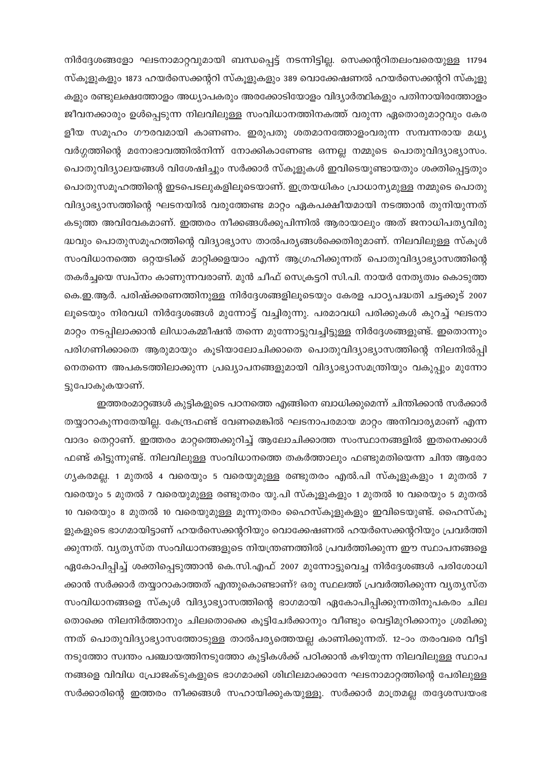നിർദ്ദേശങ്ങളോ ഘടനാമാറ്റവുമായി ബന്ധപ്പെട്ട് നടന്നിട്ടില്ല. സെക്കന്ററിതലംവരെയുള്ള 11794 സ്കൂളുകളും 1873 ഹയർസെക്കന്ററി സ്കൂളുകളും 389 വൊക്കേഷണൽ ഹയർസെക്കന്ററി സ്കൂളുകളും രണ്ടുലക്ഷത്തോളം അധ്യാപകരും അരക്കോടിയോളം വിദ്യാർത്ഥികളും പതിനായിരത്തോളം ജീവനക്കാരും ഉൾപ്പെടുന്ന നിലവിലുള്ള സംവിധാനത്തിനകത്ത് വരുന്ന ഏതൊരുമാറ്റവും കേരളീയ സമൂഹം ഗൗരവമായി കാണണം. ഇരുപതു ശതമാനത്തോളംവരുന്ന സമ്പന്നരായ മധ്യവർഗ്ഗത്തിന്റെ മനോഭാവത്തിൽനിന്ന് നോക്കികാണേണ്ട ഒന്നല്ല നമ്മുടെ പൊതുവിദ്യാഭ്യാസം. പൊതുവിദ്യാലയങ്ങൾ വിശേഷിച്ചും സർക്കാർ സ്കൂളുകൾ ഇവിടെയുണ്ടായതും ശക്തിപ്പെട്ടതും പൊതുസമൂഹത്തിന്റെ ഇടപെടലുകളിലൂടെയാണ്. ഇത്രയധികം പ്രാധാന്യമുള്ള നമ്മുടെ പൊതുവിദ്യാഭ്യാസത്തിന്റെ ഘടനയിൽ വരുത്തേണ്ട മാറ്റം ഏകപക്ഷീയമായി നടത്താൻ തുനിയുന്നത് കടുത്ത അവിവേകമാണ്. ഇത്തരം നീക്കങ്ങൾക്കുപിന്നിൽ ആരായാലും അത് ജനാധിപത്യവിരുദ്ധവും പൊതുസമൂഹത്തിന്റെ വിദ്യാഭ്യാസ താൽപര്യങ്ങൾക്കെതിരുമാണ്. നിലവിലുള്ള സ്കൂൾ സംവിധാനത്തെ ഒറ്റയടിക്ക് മാറ്റിക്കളയാം എന്ന് ആഗ്രഹിക്കുന്നത് പൊതുവിദ്യാഭ്യാസത്തിന്റെ തകർച്ചയെ സ്വപ്നം കാണുന്നവരാണ്. മുൻ ചീഫ് സെക്രട്ടറി സി.പി. നായർ നേതൃത്വം കൊടുത്ത കെ.ഇ.ആർ. പരിഷ്ക്കരണത്തിനുള്ള നിർദ്ദേശങ്ങളിലൂടെയും കേരള പാഠ്യപദ്ധതി ചട്ടക്കൂട് 2007 ലൂടെയും നിരവധി നിർദ്ദേശങ്ങൾ മുന്നോട്ട് വച്ചിരുന്നു. പരമാവധി പരിക്കുകൾ കുറച്ച് ഘടനാമാറ്റം നടപ്പിലാക്കാൻ ലിഡാകമ്മീഷൻ തന്നെ മുന്നോട്ടുവച്ചിട്ടുള്ള നിർദ്ദേശങ്ങളുണ്ട്. ഇതൊന്നും പരിഗണിക്കാതെ ആരുമായും കൂടിയാലോചിക്കാതെ പൊതുവിദ്യാഭ്യാസത്തിന്റെ നിലനിൽപ്പിനെതന്നെ അപകടത്തിലാക്കുന്ന പ്രഖ്യാപനങ്ങളുമായി വിദ്യാഭ്യാസമന്ത്രിയും വകുപ്പും മുന്നോട്ടുപോകുകയാണ്.

ഇത്തരംമാറ്റങ്ങൾ കുട്ടികളുടെ പഠനത്തെ എങ്ങിനെ ബാധിക്കുമെന്ന് ചിന്തിക്കാൻ സർക്കാർ തയ്യാറാകുന്നതേയില്ല. കേന്ദ്രഫണ്ട് വേണമെങ്കിൽ ഘടനാപരമായ മാറ്റം അനിവാര്യമാണ് എന്ന വാദം തെറ്റാണ്. ഇത്തരം മാറ്റത്തെക്കുറിച്ച് ആലോചിക്കാത്ത സംസ്ഥാനങ്ങളിൽ ഇതനെക്കാൾ ഫണ്ട് കിട്ടുന്നുണ്ട്. നിലവിലുള്ള സംവിധാനത്തെ തകർത്താലും ഫണ്ടുമതിയെന്ന ചിന്ത ആരോഗ്യകരമല്ല. 1 മുതൽ 4 വരെയും 5 വരെയുമുള്ള രണ്ടുതരം എൽ.പി സ്കൂളുകളും 1 മുതൽ 7 വരെയും 5 മുതൽ 7 വരെയുമുള്ള രണ്ടുതരം യു.പി സ്കൂളുകളും 1 മുതൽ 10 വരെയും 5 മുതൽ 10 വരെയും 8 മുതൽ 10 വരെയുമുള്ള മൂന്നുതരം ഹൈസ്കൂളുകളും ഇവിടെയുണ്ട്. ഹൈസ്കൂളുകളുടെ ഭാഗമായിട്ടാണ് ഹയർസെക്കന്ററിയും വൊക്കേഷണൽ ഹയർസെക്കന്ററിയും പ്രവർത്തിക്കുന്നത്. വ്യത്യസ്ത സംവിധാനങ്ങളുടെ നിയന്ത്രണത്തിൽ പ്രവർത്തിക്കുന്ന ഈ സ്ഥാപനങ്ങളെ ഏകോപിപ്പിച്ച് ശക്തിപ്പെടുത്താൻ കെ.സി.എഫ് 2007 മുന്നോട്ടുവെച്ച നിർദ്ദേശങ്ങൾ പരിശോധിക്കാൻ സർക്കാർ തയ്യാറാകാത്തത് എന്തുകൊണ്ടാണ്? ഒരു സ്ഥലത്ത് പ്രവർത്തിക്കുന്ന വ്യത്യസ്ത സംവിധാനങ്ങളെ സ്കൂൾ വിദ്യാഭ്യാസത്തിന്റെ ഭാഗമായി ഏകോപിപ്പിക്കുന്നതിനുപകരം ചിലതൊക്കെ നിലനിർത്താനും ചിലതൊക്കെ കൂട്ടിചേർക്കാനും വീണ്ടും വെട്ടിമുറിക്കാനും ശ്രമിക്കുന്നത് പൊതുവിദ്യാഭ്യാസത്തോടുള്ള താൽപര്യത്തെയല്ല കാണിക്കുന്നത്. 12-ാം തരംവരെ വീട്ടിനടുത്തോ സ്വന്തം പഞ്ചായത്തിനടുത്തോ കുട്ടികൾക്ക് പഠിക്കാൻ കഴിയുന്ന നിലവിലുള്ള സ്ഥാപനങ്ങളെ വിവിധ പ്രോജക്ടുകളുടെ ഭാഗമാക്കി ശിഥിലമാക്കാനേ ഘടനാമാറ്റത്തിന്റെ പേരിലുള്ള സർക്കാരിന്റെ ഇത്തരം നീക്കങ്ങൾ സഹായിക്കുകയുള്ളൂ. സർക്കാർ മാത്രമല്ല തദ്ദേശസ്വയംഭ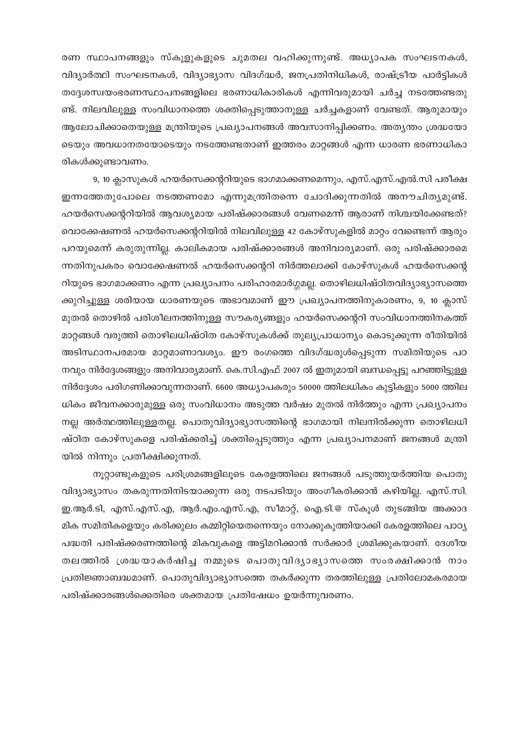രണ സ്ഥാപനങ്ങളും സ്കൂളുകളുടെ ചുമതല വഹിക്കുന്നുണ്ട്. അധ്യാപക സംഘടനകൾ, വിദ്യാർത്ഥി സംഘടനകൾ, വിദ്യാഭ്യാസ വിദഗ്ദ്ധർ, ജനപ്രതിനിധികൾ, രാഷ്ട്രീയ പാർട്ടികൾ തദ്ദേശസ്വയംഭരണസ്ഥാപനങ്ങളിലെ ഭരണാധികാരികൾ എന്നിവരുമായി ചർച്ച നടത്തേണ്ടതുണ്ട്. നിലവിലുള്ള സംവിധാനത്തെ ശക്തിപ്പെടുത്താനുള്ള ചർച്ചകളാണ് വേണ്ടത്. ആരുമായും ആലോചിക്കാതെയുള്ള മന്ത്രിയുടെ പ്രഖ്യാപനങ്ങൾ അവസാനിപ്പിക്കണം. അത്യന്തം ശ്രദ്ധയോടെയും അവധാനതയോടെയും നടത്തേണ്ടതാണ് ഇത്തരം മാറ്റങ്ങൾ എന്ന ധാരണ ഭരണാധികാരികൾക്കുണ്ടാവണം.

9, 10 ക്ലാസുകൾ ഹയർസെക്കന്ററിയുടെ ഭാഗമാക്കണമെന്നും, എസ്.എസ്.എൽ.സി പരീക്ഷ ഇന്നത്തേതുപോലെ നടത്തണമോ എന്നുമന്ത്രിതന്നെ ചോദിക്കുന്നതിൽ അനൗചിത്യമുണ്ട്. ഹയർസെക്കന്ററിയിൽ ആവശ്യമായ പരിഷ്ക്കാരങ്ങൾ വേണമെന്ന് ആരാണ് നിശ്ചയിക്കേണ്ടത്? വൊക്കേഷണൽ ഹയർസെക്കന്ററിയിൽ നിലവിലുള്ള 42 കോഴ്സുകളിൽ മാറ്റം വേണ്ടെന്ന് ആരും പറയുമെന്ന് കരുതുന്നില്ല. കാലികമായ പരിഷ്ക്കാരങ്ങൾ അനിവാര്യമാണ്. ഒരു പരിഷ്ക്കാരമെന്നതിനുപകരം വൊക്കേഷണൽ ഹയർസെക്കന്ററി നിർത്തലാക്കി കോഴ്സുകൾ ഹയർസെക്കന്ററിയുടെ ഭാഗമാക്കണം എന്ന പ്രഖ്യാപനം പരിഹാരമാർഗ്ഗമല്ല. തൊഴിലധിഷ്ഠിതവിദ്യാഭ്യാസത്തെക്കുറിച്ചുള്ള ശരിയായ ധാരണയുടെ അഭാവമാണ് ഈ പ്രഖ്യാപനത്തിനുകാരണം, 9, 10 ക്ലാസ് മുതൽ തൊഴിൽ പരിശീലനത്തിനുള്ള സൗകര്യങ്ങളും ഹയർസെക്കന്ററി സംവിധാനത്തിനകത്ത് മാറ്റങ്ങൾ വരുത്തി തൊഴിലധിഷ്ഠിത കോഴ്സുകൾക്ക് തുല്യപ്രാധാന്യം കൊടുക്കുന്ന രീതിയിൽ അടിസ്ഥാനപരമായ മാറ്റമാണാവശ്യം. ഈ രംഗത്തെ വിദഗ്ദ്ധരുൾപ്പെടുന്ന സമിതിയുടെ പഠനവും നിർദ്ദേശങ്ങളും അനിവാര്യമാണ്. കെ.സി.എഫ് 2007 ൽ ഇതുമായി ബന്ധപ്പെട്ടു പറഞ്ഞിട്ടുള്ള നിർദ്ദേശം പരിഗണിക്കാവുന്നതാണ്. 6600 അധ്യാപകരും 50000 ത്തിലധികം കുട്ടികളും 5000 ത്തിലധികം ജീവനക്കാരുമുള്ള ഒരു സംവിധാനം അടുത്ത വർഷം മുതൽ നിർത്തും എന്ന പ്രഖ്യാപനം നല്ല അർത്ഥത്തിലുള്ളതല്ല. പൊതുവിദ്യാഭ്യാസത്തിന്റെ ഭാഗമായി നിലനിൽക്കുന്ന തൊഴിലധിഷ്ഠിത കോഴ്സുകളെ പരിഷ്ക്കരിച്ച് ശക്തിപ്പെടുത്തും എന്ന പ്രഖ്യാപനമാണ് ജനങ്ങൾ മന്ത്രിയിൽ നിന്നും പ്രതീക്ഷിക്കുന്നത്.

നൂറ്റാണ്ടുകളുടെ പരിശ്രമങ്ങളിലൂടെ കേരളത്തിലെ ജനങ്ങൾ പടുത്തുയർത്തിയ പൊതുവിദ്യാഭ്യാസം തകരുന്നതിനിടയാക്കുന്ന ഒരു നടപടിയും അംഗീകരിക്കാൻ കഴിയില്ല. എസ്.സി.ഇ.ആർ.ടി, എസ്.എസ്.എ, ആർ.എം.എസ്.എ, സീമാറ്റ്, ഐ.ടി.@ സ്കൂൾ തുടങ്ങിയ അക്കാദമിക സമിതികളെയും കരിക്കുലം കമ്മിറ്റിയെതന്നെയും നോക്കുകുത്തിയാക്കി കേരളത്തിലെ പാഠ്യപദ്ധതി പരിഷ്ക്കരണത്തിന്റെ മികവുകളെ അട്ടിമറിക്കാൻ സർക്കാർ ശ്രമിക്കുകയാണ്. ദേശീയതലത്തിൽ ശ്രദ്ധയാകർഷിച്ച നമ്മുടെ പൊതുവിദ്യാഭ്യാസത്തെ സംരക്ഷിക്കാൻ നാം പ്രതിജ്ഞാബദ്ധമാണ്. പൊതുവിദ്യാഭ്യാസത്തെ തകർക്കുന്ന തരത്തിലുള്ള പ്രതിലോമകരമായ പരിഷ്ക്കാരങ്ങൾക്കെതിരെ ശക്തമായ പ്രതിഷേധം ഉയർന്നുവരണം.